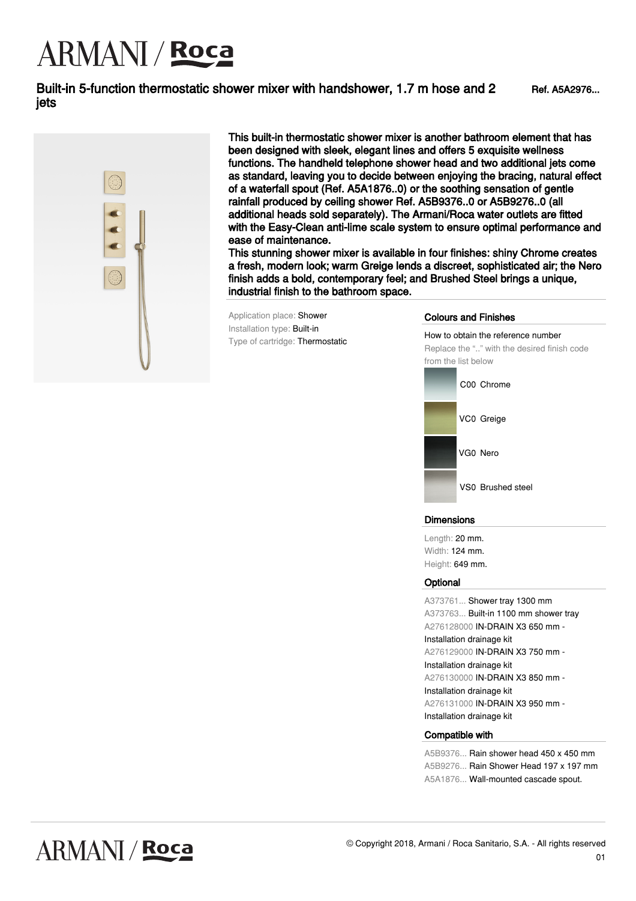# ARMANI / Roca

## Built-in 5-function thermostatic shower mixer with handshower, 1.7 m hose and 2 jets

Ref. A5A2976...

This built-in thermostatic shower mixer is another bathroom element that has been designed with sleek, elegant lines and offers 5 exquisite wellness functions. The handheld telephone shower head and two additional jets come as standard, leaving you to decide between enjoying the bracing, natural effect of a waterfall spout (Ref. A5A1876..0) or the soothing sensation of gentle rainfall produced by ceiling shower Ref. A5B9376..0 or A5B9276..0 (all additional heads sold separately). The Armani/Roca water outlets are fitted with the Easy-Clean anti-lime scale system to ensure optimal performance and ease of maintenance.
This stunning shower mixer is available in four finishes: shiny Chrome creates a fresh, modern look; warm Greige lends a discreet, sophisticated air; the Nero finish adds a bold, contemporary feel; and Brushed Steel brings a unique, industrial finish to the bathroom space.

Application place: Shower
Installation type: Built-in
Type of cartridge: Thermostatic

### Colours and Finishes

How to obtain the reference number

Replace the ".." with the desired finish code from the list below

- C00 Chrome
- VC0 Greige
- VG0 Nero
- VS0 Brushed steel

### Dimensions

Length: 20 mm.
Width: 124 mm.
Height: 649 mm.

### Optional

- A373761... Shower tray 1300 mm
- A373763... Built-in 1100 mm shower tray
- A276128000 IN-DRAIN X3 650 mm - Installation drainage kit
- A276129000 IN-DRAIN X3 750 mm - Installation drainage kit
- A276130000 IN-DRAIN X3 850 mm - Installation drainage kit
- A276131000 IN-DRAIN X3 950 mm - Installation drainage kit

### Compatible with

- A5B9376... Rain shower head 450 x 450 mm
- A5B9276... Rain Shower Head 197 x 197 mm
- A5A1876... Wall-mounted cascade spout.

© Copyright 2018, Armani / Roca Sanitario, S.A. - All rights reserved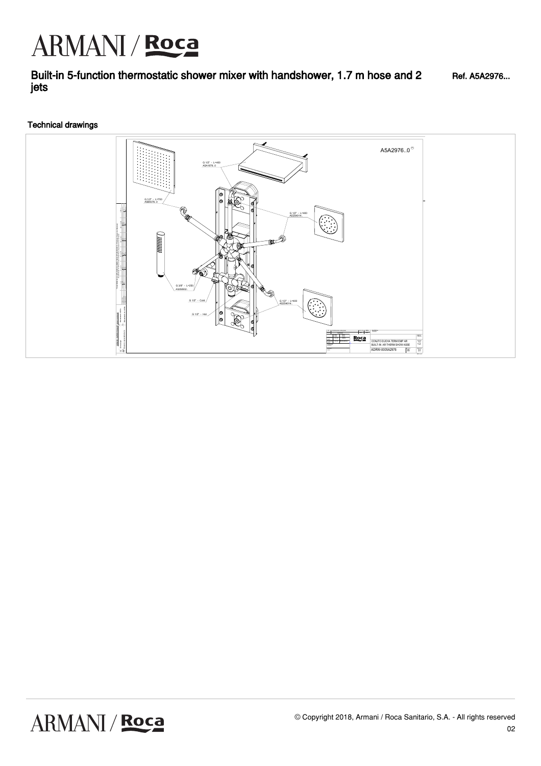# Built-in 5-function thermostatic shower mixer with handshower, 1.7 m hose and 2 jets

Ref. A5A2976...

## Technical drawings

A5A2976..0

G 1/2" - L=400
A5A1876..0

G 1/2" - L=700
A5B9376..0

G 1/2" - L=400
A5254014...

G 3/8" - L=250
A5250502...

G 1/2" - Cold

G 1/2" - L=400
A5254014...

G 1/2" - Hot

CONJTO DUCHA TERM EMP AR
BUILT-IN AR THERM SHOW ASSE

ADRW-0005A2976

© Copyright 2018, Armani / Roca Sanitario, S.A. - All rights reserved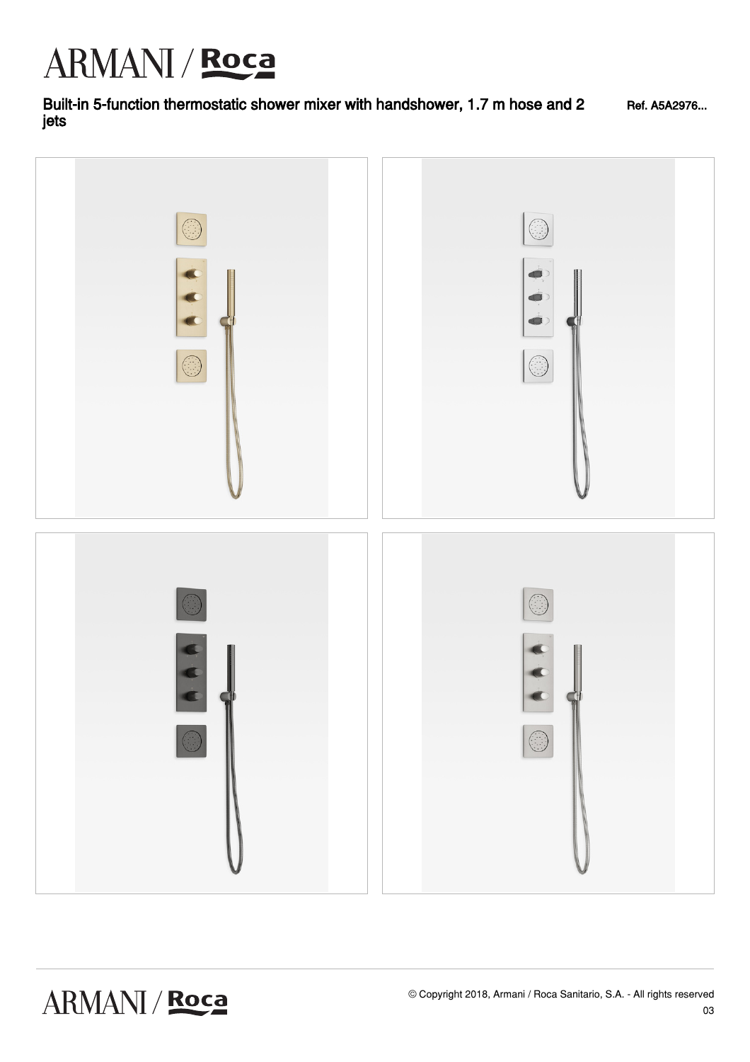Built-in 5-function thermostatic shower mixer with handshower, 1.7 m hose and 2 jets

Ref. A5A2976...

© Copyright 2018, Armani / Roca Sanitario, S.A. - All rights reserved